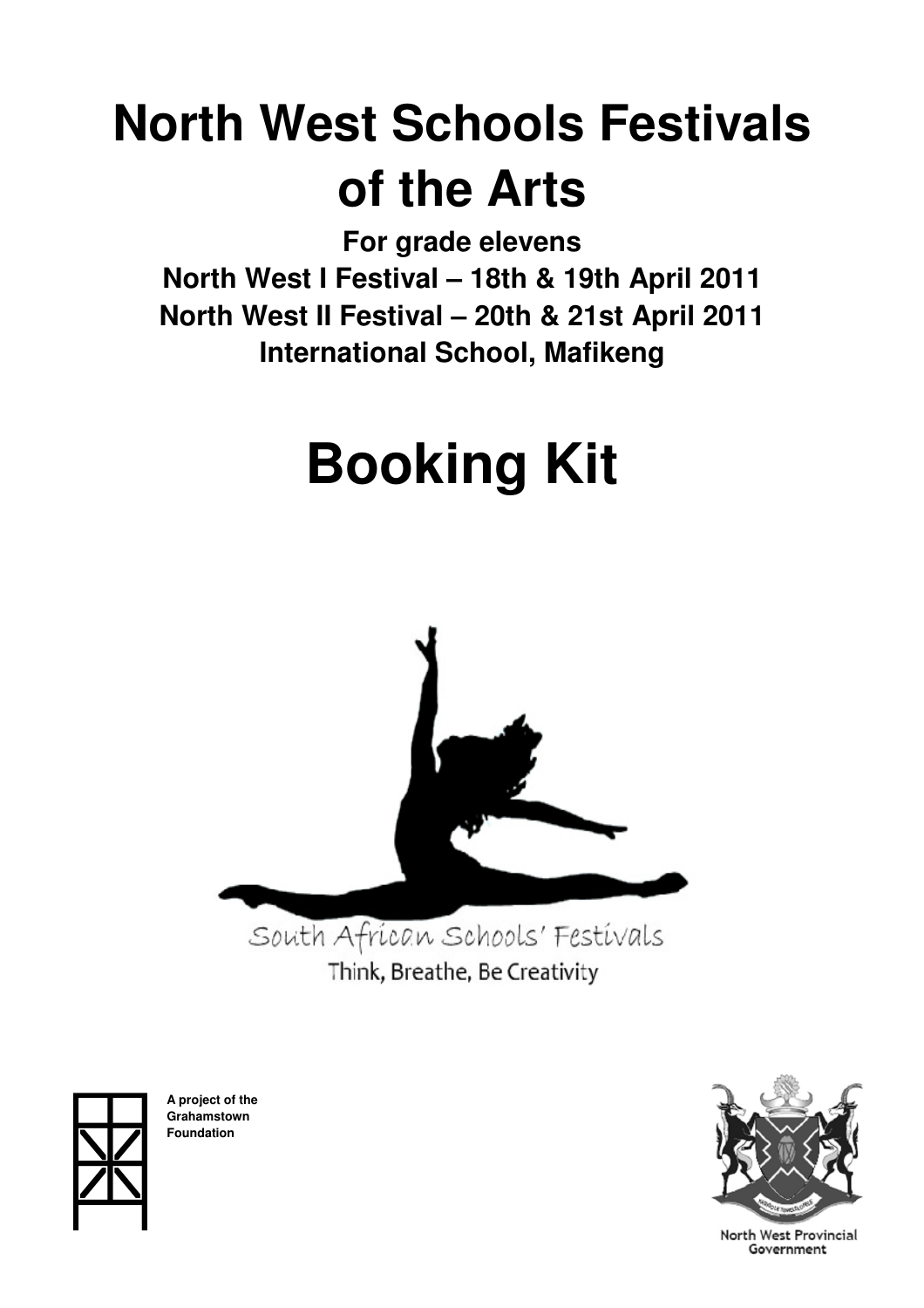# North West Schools Festivals of the Arts

**For grade elevens**
**North West I Festival – 18th & 19th April 2011**
**North West II Festival – 20th & 21st April 2011**
**International School, Mafikeng**

# Booking Kit

South African Schools' Festivals
Think, Breathe, Be Creativity

**A project of the Grahamstown Foundation**

North West Provincial Government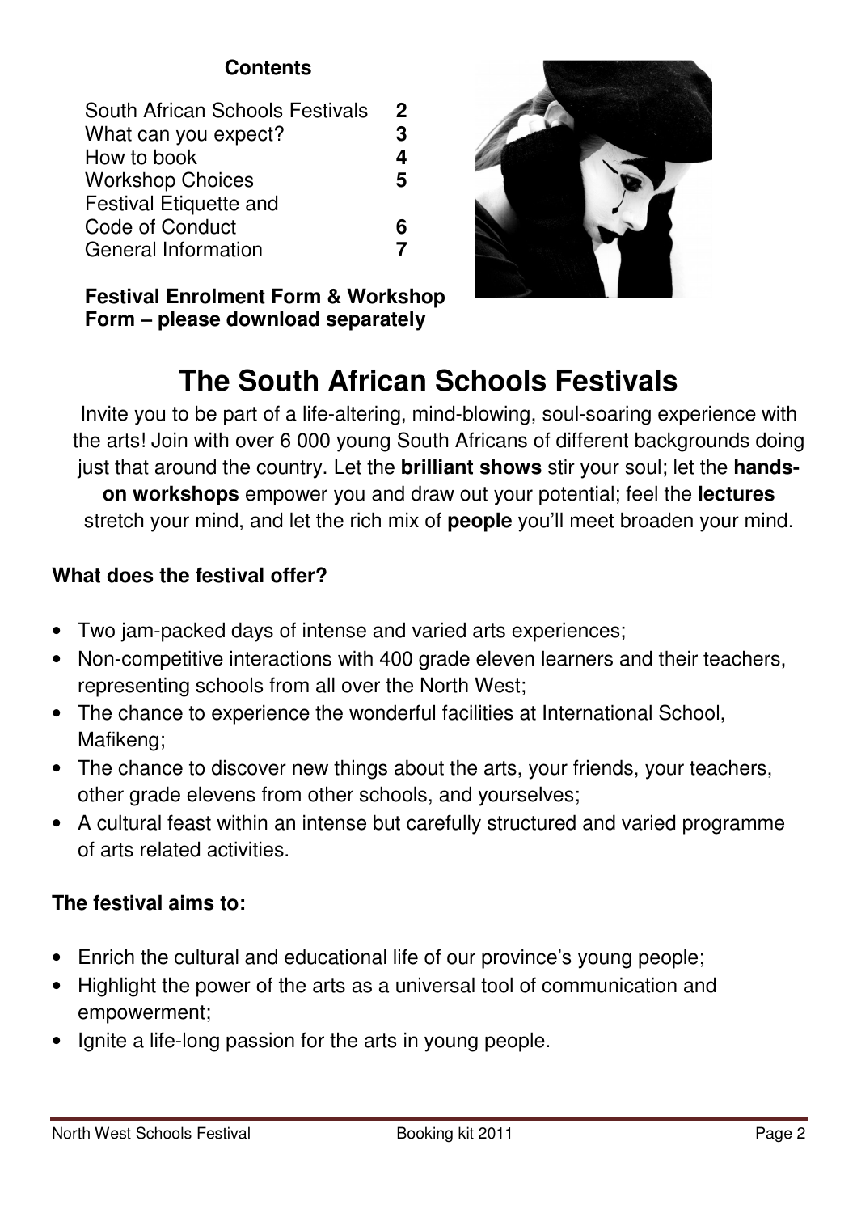**Contents**

| | |
|---|---|
| South African Schools Festivals | **2** |
| What can you expect? | **3** |
| How to book | **4** |
| Workshop Choices | **5** |
| Festival Etiquette and Code of Conduct | **6** |
| General Information | **7** |

**Festival Enrolment Form & Workshop Form – please download separately**

# The South African Schools Festivals

Invite you to be part of a life-altering, mind-blowing, soul-soaring experience with the arts! Join with over 6 000 young South Africans of different backgrounds doing just that around the country. Let the **brilliant shows** stir your soul; let the **hands-on workshops** empower you and draw out your potential; feel the **lectures** stretch your mind, and let the rich mix of **people** you'll meet broaden your mind.

### What does the festival offer?

- Two jam-packed days of intense and varied arts experiences;
- Non-competitive interactions with 400 grade eleven learners and their teachers, representing schools from all over the North West;
- The chance to experience the wonderful facilities at International School, Mafikeng;
- The chance to discover new things about the arts, your friends, your teachers, other grade elevens from other schools, and yourselves;
- A cultural feast within an intense but carefully structured and varied programme of arts related activities.

### The festival aims to:

- Enrich the cultural and educational life of our province's young people;
- Highlight the power of the arts as a universal tool of communication and empowerment;
- Ignite a life-long passion for the arts in young people.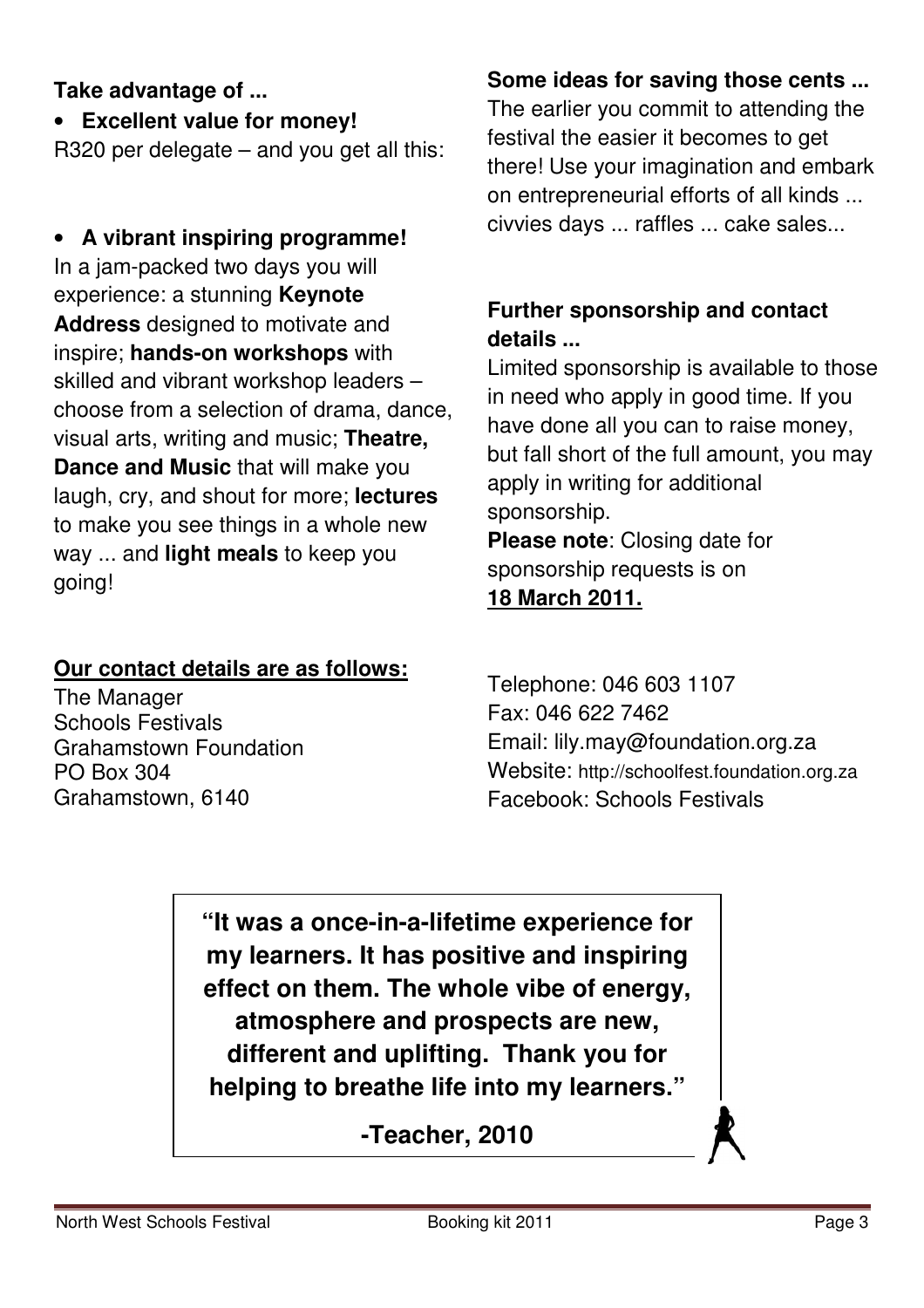**Take advantage of ...**

- **Excellent value for money!**

R320 per delegate – and you get all this:

- **A vibrant inspiring programme!**

In a jam-packed two days you will experience: a stunning **Keynote Address** designed to motivate and inspire; **hands-on workshops** with skilled and vibrant workshop leaders – choose from a selection of drama, dance, visual arts, writing and music; **Theatre, Dance and Music** that will make you laugh, cry, and shout for more; **lectures** to make you see things in a whole new way ... and **light meals** to keep you going!

**Some ideas for saving those cents ...**

The earlier you commit to attending the festival the easier it becomes to get there! Use your imagination and embark on entrepreneurial efforts of all kinds ... civvies days ... raffles ... cake sales...

**Further sponsorship and contact details ...**

Limited sponsorship is available to those in need who apply in good time. If you have done all you can to raise money, but fall short of the full amount, you may apply in writing for additional sponsorship.

**Please note**: Closing date for sponsorship requests is on **18 March 2011.**

**Our contact details are as follows:**

The Manager
Schools Festivals
Grahamstown Foundation
PO Box 304
Grahamstown, 6140

Telephone: 046 603 1107
Fax: 046 622 7462
Email: lily.may@foundation.org.za
Website: http://schoolfest.foundation.org.za
Facebook: Schools Festivals

**"It was a once-in-a-lifetime experience for my learners. It has positive and inspiring effect on them. The whole vibe of energy, atmosphere and prospects are new, different and uplifting. Thank you for helping to breathe life into my learners."**

**-Teacher, 2010**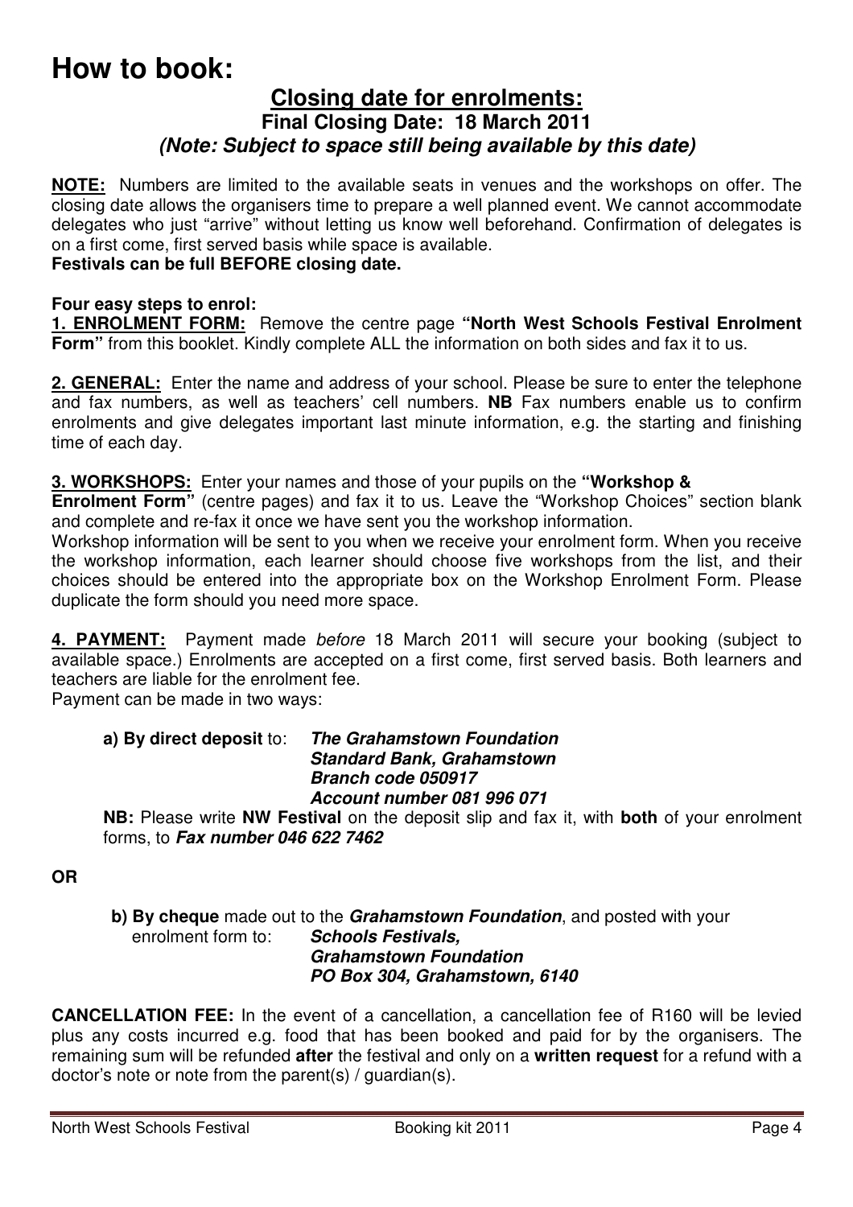# How to book:

## Closing date for enrolments:

### Final Closing Date: 18 March 2011

### *(Note: Subject to space still being available by this date)*

**NOTE:** Numbers are limited to the available seats in venues and the workshops on offer. The closing date allows the organisers time to prepare a well planned event. We cannot accommodate delegates who just "arrive" without letting us know well beforehand. Confirmation of delegates is on a first come, first served basis while space is available.

**Festivals can be full BEFORE closing date.**

**Four easy steps to enrol:**

**1. ENROLMENT FORM:** Remove the centre page **"North West Schools Festival Enrolment Form"** from this booklet. Kindly complete ALL the information on both sides and fax it to us.

**2. GENERAL:** Enter the name and address of your school. Please be sure to enter the telephone and fax numbers, as well as teachers' cell numbers. **NB** Fax numbers enable us to confirm enrolments and give delegates important last minute information, e.g. the starting and finishing time of each day.

**3. WORKSHOPS:** Enter your names and those of your pupils on the **"Workshop & Enrolment Form"** (centre pages) and fax it to us. Leave the "Workshop Choices" section blank and complete and re-fax it once we have sent you the workshop information.

Workshop information will be sent to you when we receive your enrolment form. When you receive the workshop information, each learner should choose five workshops from the list, and their choices should be entered into the appropriate box on the Workshop Enrolment Form. Please duplicate the form should you need more space.

**4. PAYMENT:** Payment made *before* 18 March 2011 will secure your booking (subject to available space.) Enrolments are accepted on a first come, first served basis. Both learners and teachers are liable for the enrolment fee.

Payment can be made in two ways:

**a) By direct deposit** to: ***The Grahamstown Foundation***
***Standard Bank, Grahamstown***
***Branch code 050917***
***Account number 081 996 071***

**NB:** Please write **NW Festival** on the deposit slip and fax it, with **both** of your enrolment forms, to ***Fax number 046 622 7462***

**OR**

**b) By cheque** made out to the ***Grahamstown Foundation***, and posted with your enrolment form to: ***Schools Festivals,***
***Grahamstown Foundation***
***PO Box 304, Grahamstown, 6140***

**CANCELLATION FEE:** In the event of a cancellation, a cancellation fee of R160 will be levied plus any costs incurred e.g. food that has been booked and paid for by the organisers. The remaining sum will be refunded **after** the festival and only on a **written request** for a refund with a doctor's note or note from the parent(s) / guardian(s).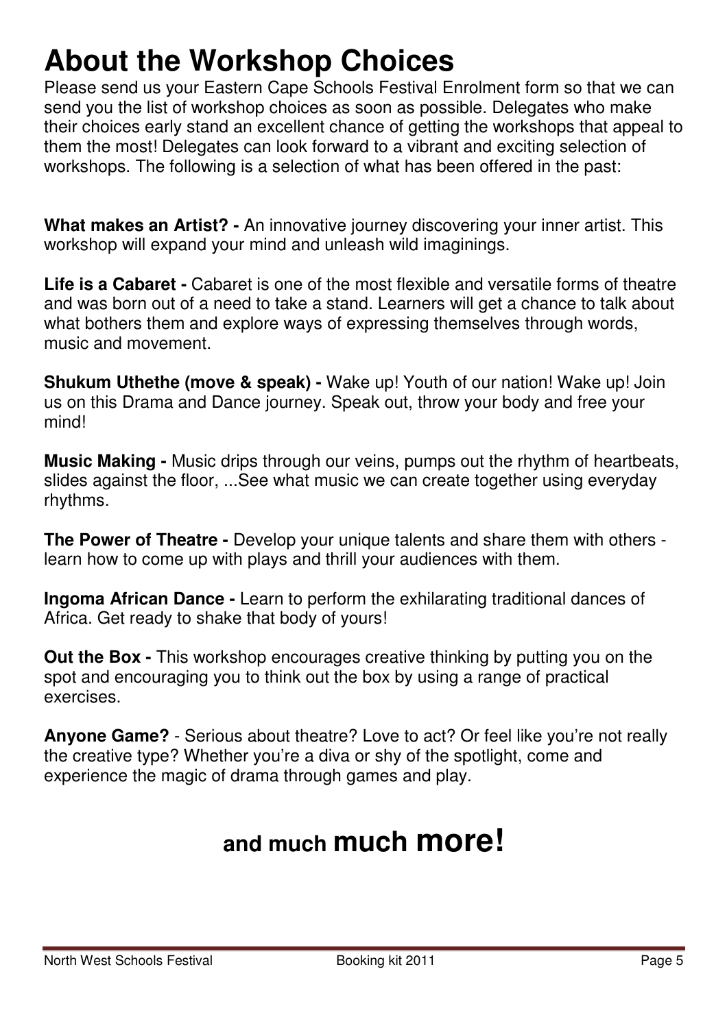# About the Workshop Choices

Please send us your Eastern Cape Schools Festival Enrolment form so that we can send you the list of workshop choices as soon as possible. Delegates who make their choices early stand an excellent chance of getting the workshops that appeal to them the most! Delegates can look forward to a vibrant and exciting selection of workshops. The following is a selection of what has been offered in the past:

**What makes an Artist? -** An innovative journey discovering your inner artist. This workshop will expand your mind and unleash wild imaginings.

**Life is a Cabaret -** Cabaret is one of the most flexible and versatile forms of theatre and was born out of a need to take a stand. Learners will get a chance to talk about what bothers them and explore ways of expressing themselves through words, music and movement.

**Shukum Uthethe (move & speak) -** Wake up! Youth of our nation! Wake up! Join us on this Drama and Dance journey. Speak out, throw your body and free your mind!

**Music Making -** Music drips through our veins, pumps out the rhythm of heartbeats, slides against the floor, ...See what music we can create together using everyday rhythms.

**The Power of Theatre -** Develop your unique talents and share them with others - learn how to come up with plays and thrill your audiences with them.

**Ingoma African Dance -** Learn to perform the exhilarating traditional dances of Africa. Get ready to shake that body of yours!

**Out the Box -** This workshop encourages creative thinking by putting you on the spot and encouraging you to think out the box by using a range of practical exercises.

**Anyone Game?** - Serious about theatre? Love to act? Or feel like you're not really the creative type? Whether you're a diva or shy of the spotlight, come and experience the magic of drama through games and play.

## and much much more!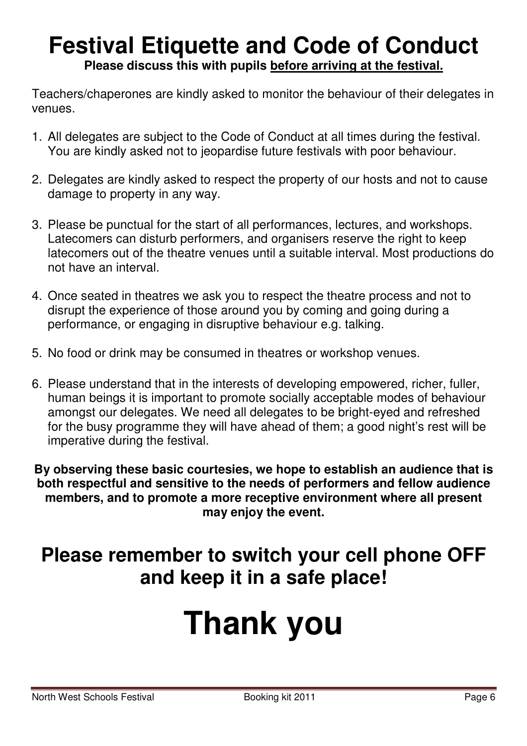# Festival Etiquette and Code of Conduct

**Please discuss this with pupils <u>before arriving at the festival.</u>**

Teachers/chaperones are kindly asked to monitor the behaviour of their delegates in venues.

1. All delegates are subject to the Code of Conduct at all times during the festival. You are kindly asked not to jeopardise future festivals with poor behaviour.

2. Delegates are kindly asked to respect the property of our hosts and not to cause damage to property in any way.

3. Please be punctual for the start of all performances, lectures, and workshops. Latecomers can disturb performers, and organisers reserve the right to keep latecomers out of the theatre venues until a suitable interval. Most productions do not have an interval.

4. Once seated in theatres we ask you to respect the theatre process and not to disrupt the experience of those around you by coming and going during a performance, or engaging in disruptive behaviour e.g. talking.

5. No food or drink may be consumed in theatres or workshop venues.

6. Please understand that in the interests of developing empowered, richer, fuller, human beings it is important to promote socially acceptable modes of behaviour amongst our delegates. We need all delegates to be bright-eyed and refreshed for the busy programme they will have ahead of them; a good night's rest will be imperative during the festival.

**By observing these basic courtesies, we hope to establish an audience that is both respectful and sensitive to the needs of performers and fellow audience members, and to promote a more receptive environment where all present may enjoy the event.**

## Please remember to switch your cell phone OFF and keep it in a safe place!

# Thank you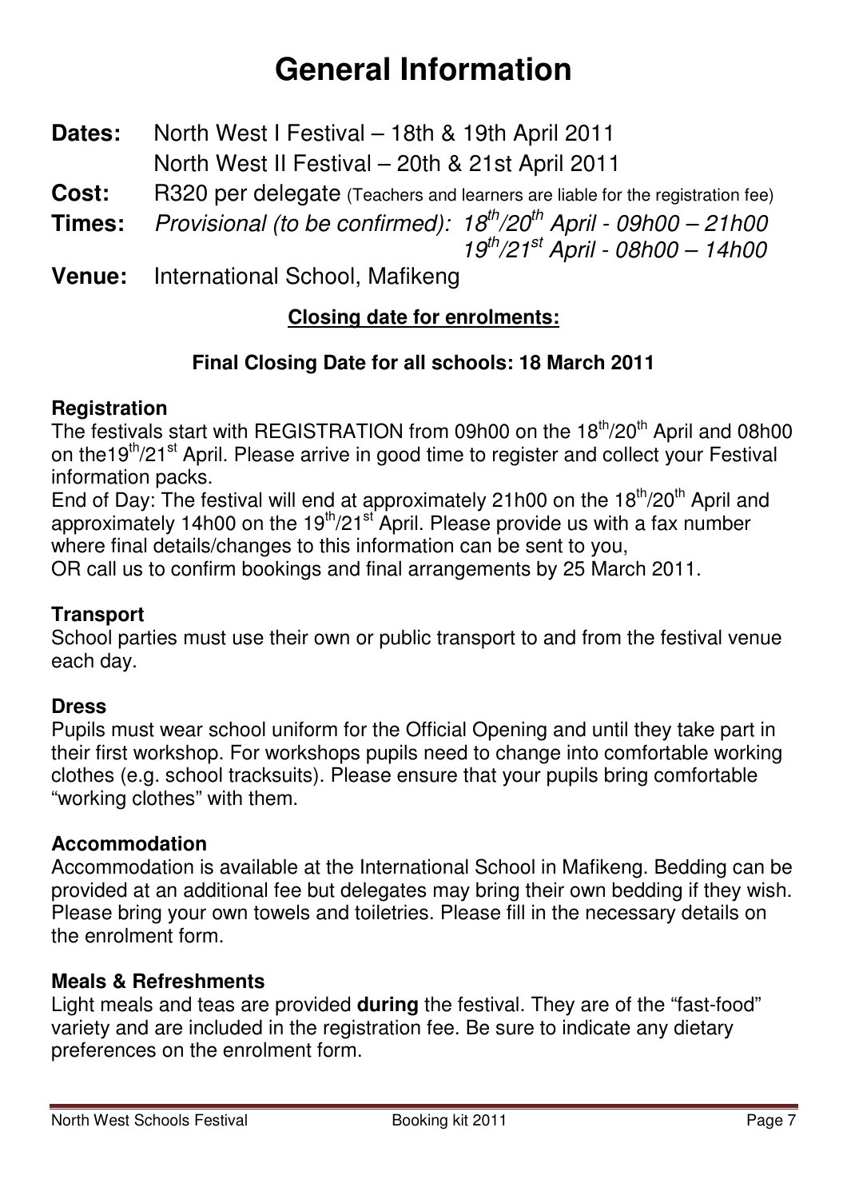# General Information

**Dates:** North West I Festival – 18th & 19th April 2011
North West II Festival – 20th & 21st April 2011

**Cost:** R320 per delegate (Teachers and learners are liable for the registration fee)

**Times:** *Provisional (to be confirmed): 18th/20th April - 09h00 – 21h00*
*19th/21st April - 08h00 – 14h00*

**Venue:** International School, Mafikeng

**Closing date for enrolments:**

**Final Closing Date for all schools: 18 March 2011**

### Registration

The festivals start with REGISTRATION from 09h00 on the 18th/20th April and 08h00 on the19th/21st April. Please arrive in good time to register and collect your Festival information packs.

End of Day: The festival will end at approximately 21h00 on the 18th/20th April and approximately 14h00 on the 19th/21st April. Please provide us with a fax number where final details/changes to this information can be sent to you,
OR call us to confirm bookings and final arrangements by 25 March 2011.

### Transport

School parties must use their own or public transport to and from the festival venue each day.

### Dress

Pupils must wear school uniform for the Official Opening and until they take part in their first workshop. For workshops pupils need to change into comfortable working clothes (e.g. school tracksuits). Please ensure that your pupils bring comfortable "working clothes" with them.

### Accommodation

Accommodation is available at the International School in Mafikeng. Bedding can be provided at an additional fee but delegates may bring their own bedding if they wish. Please bring your own towels and toiletries. Please fill in the necessary details on the enrolment form.

### Meals & Refreshments

Light meals and teas are provided **during** the festival. They are of the "fast-food" variety and are included in the registration fee. Be sure to indicate any dietary preferences on the enrolment form.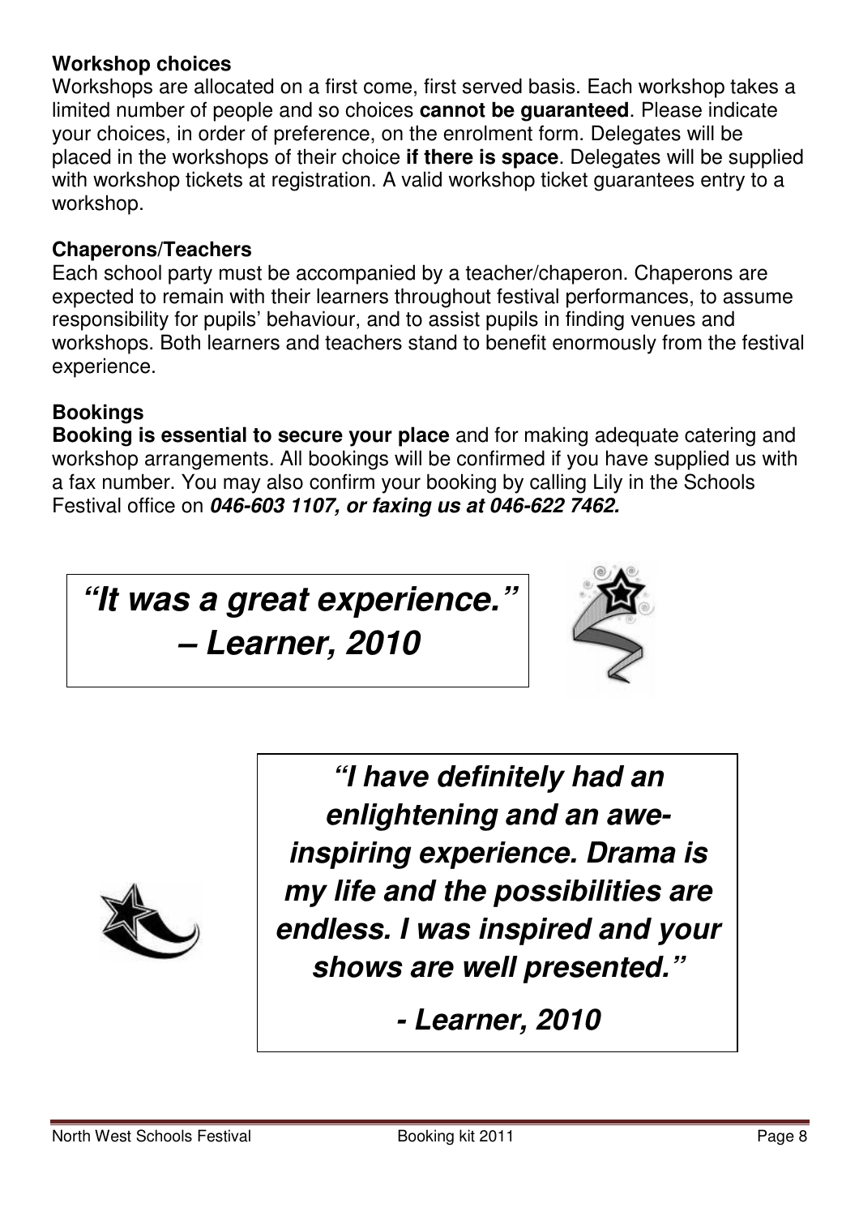### Workshop choices

Workshops are allocated on a first come, first served basis. Each workshop takes a limited number of people and so choices **cannot be guaranteed**. Please indicate your choices, in order of preference, on the enrolment form. Delegates will be placed in the workshops of their choice **if there is space**. Delegates will be supplied with workshop tickets at registration. A valid workshop ticket guarantees entry to a workshop.

### Chaperons/Teachers

Each school party must be accompanied by a teacher/chaperon. Chaperons are expected to remain with their learners throughout festival performances, to assume responsibility for pupils' behaviour, and to assist pupils in finding venues and workshops. Both learners and teachers stand to benefit enormously from the festival experience.

### Bookings

**Booking is essential to secure your place** and for making adequate catering and workshop arrangements. All bookings will be confirmed if you have supplied us with a fax number. You may also confirm your booking by calling Lily in the Schools Festival office on ***046-603 1107, or faxing us at 046-622 7462.***

***"It was a great experience." – Learner, 2010***

***"I have definitely had an enlightening and an awe-inspiring experience. Drama is my life and the possibilities are endless. I was inspired and your shows are well presented."***

***- Learner, 2010***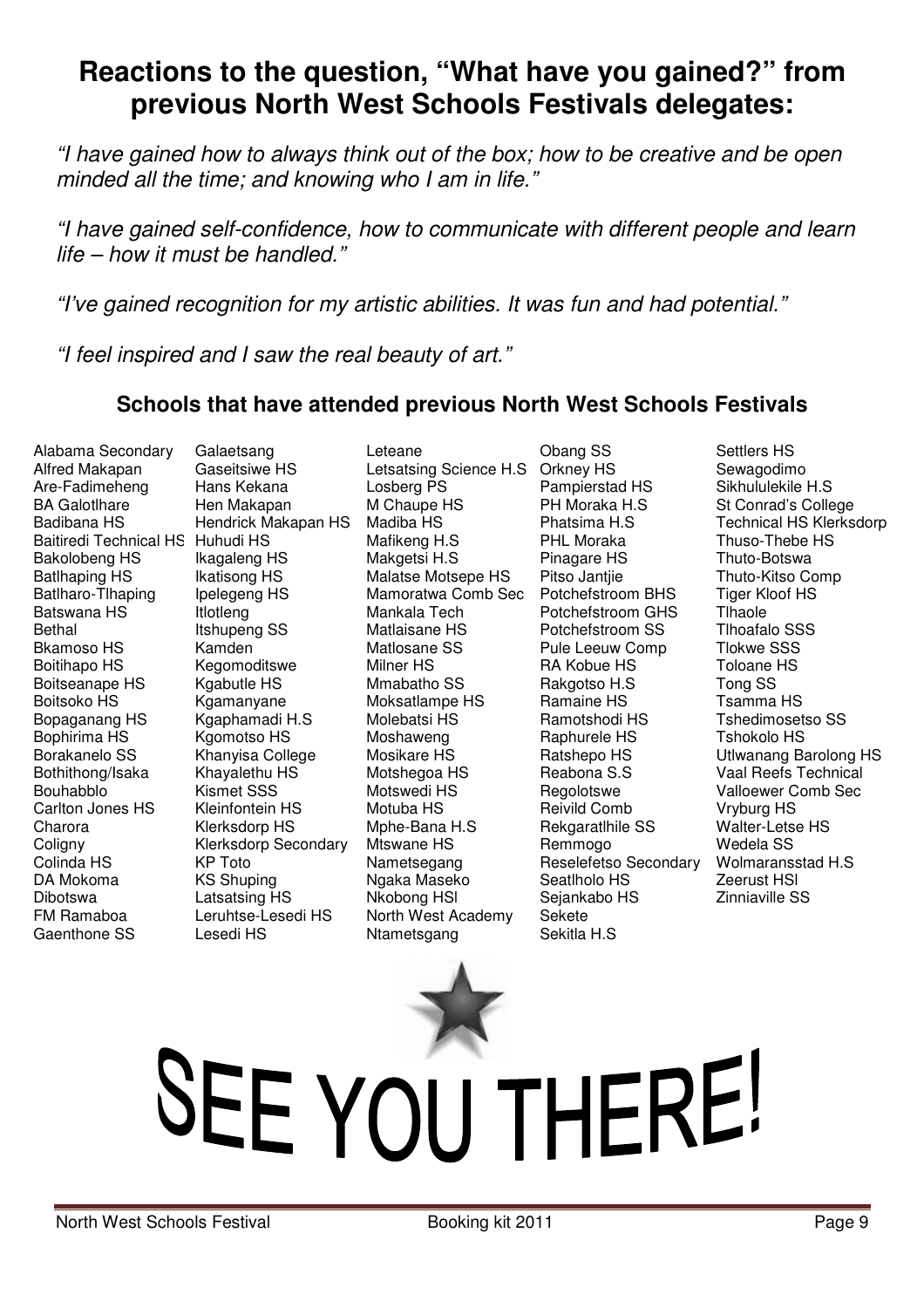# Reactions to the question, "What have you gained?" from previous North West Schools Festivals delegates:

*"I have gained how to always think out of the box; how to be creative and be open minded all the time; and knowing who I am in life."*

*"I have gained self-confidence, how to communicate with different people and learn life – how it must be handled."*

*"I've gained recognition for my artistic abilities. It was fun and had potential."*

*"I feel inspired and I saw the real beauty of art."*

## Schools that have attended previous North West Schools Festivals

Alabama Secondary
Alfred Makapan
Are-Fadimeheng
BA Galotlhare
Badibana HS
Baitiredi Technical HS
Bakolobeng HS
Batlhaping HS
Batlharo-Tlhaping
Batswana HS
Bethal
Bkamoso HS
Boitihapo HS
Boitseanape HS
Boitsoko HS
Bopaganang HS
Bophirima HS
Borakanelo SS
Bothithong/Isaka
Bouhabblo
Carlton Jones HS
Charora
Coligny
Colinda HS
DA Mokoma
Dibotswa
FM Ramaboa
Gaenthone SS
Galaetsang
Gaseitsiwe HS
Hans Kekana
Hen Makapan
Hendrick Makapan HS
Huhudi HS
Ikagaleng HS
Ikatisong HS
Ipelegeng HS
Itlotleng
Itshupeng SS
Kamden
Kegomoditswe
Kgabutle HS
Kgamanyane
Kgaphamadi H.S
Kgomotso HS
Khanyisa College
Khayalethu HS
Kismet SSS
Kleinfontein HS
Klerksdorp HS
Klerksdorp Secondary
KP Toto
KS Shuping
Latsatsing HS
Leruhtse-Lesedi HS
Lesedi HS
Leteane
Letsatsing Science H.S
Losberg PS
M Chaupe HS
Madiba HS
Mafikeng H.S
Makgetsi H.S
Malatse Motsepe HS
Mamoratwa Comb Sec
Mankala Tech
Matlaisane HS
Matlosane SS
Milner HS
Mmabatho SS
Moksatlampe HS
Molebatsi HS
Moshaweng
Mosikare HS
Motshegoa HS
Motswedi HS
Motuba HS
Mphe-Bana H.S
Mtswane HS
Nametsegang
Ngaka Maseko
Nkobong HSI
North West Academy
Ntametsgang
Obang SS
Orkney HS
Pampierstad HS
PH Moraka H.S
Phatsima H.S
PHL Moraka
Pinagare HS
Pitso Jantjie
Potchefstroom BHS
Potchefstroom GHS
Potchefstroom SS
Pule Leeuw Comp
RA Kobue HS
Rakgotso H.S
Ramaine HS
Ramotshodi HS
Raphurele HS
Ratshepo HS
Reabona S.S
Regolotswe
Reivild Comb
Rekgaratlhile SS
Remmogo
Reselefetso Secondary
Seatlholo HS
Sejankabo HS
Sekete
Sekitla H.S
Settlers HS
Sewagodimo
Sikhululekile H.S
St Conrad's College
Technical HS Klerksdorp
Thuso-Thebe HS
Thuto-Botswa
Thuto-Kitso Comp
Tiger Kloof HS
Tlhaole
Tlhoafalo SSS
Tlokwe SSS
Toloane HS
Tong SS
Tsamma HS
Tshedimosetso SS
Tshokolo HS
Utlwanang Barolong HS
Vaal Reefs Technical
Valloewer Comb Sec
Vryburg HS
Walter-Letse HS
Wedela SS
Wolmaransstad H.S
Zeerust HSI
Zinniaville SS

# SEE YOU THERE!